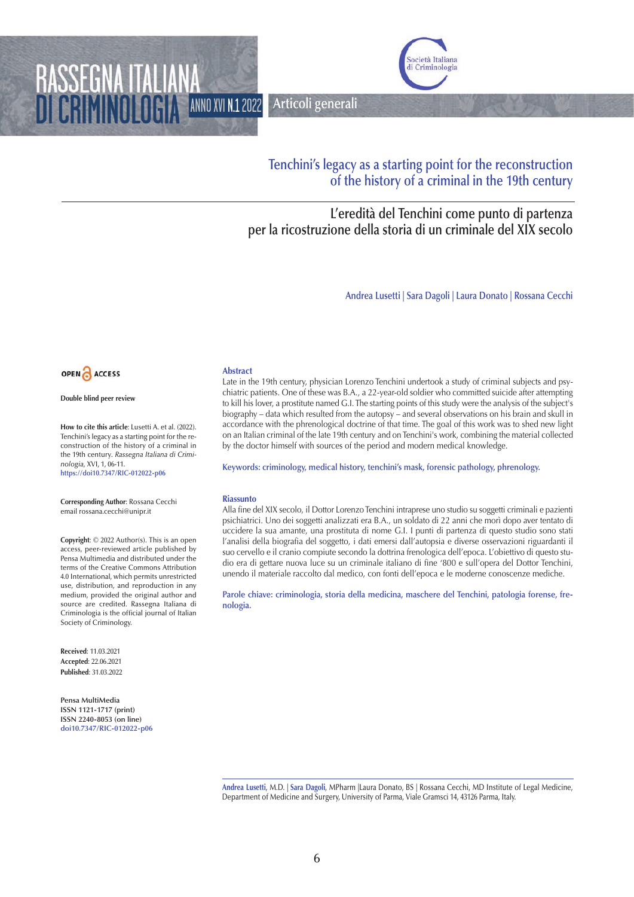# Tenchini's legacy as a starting point for the reconstruction of the history of a criminal in the 19th century

## L'eredità del Tenchini come punto di partenza per la ricostruzione della storia di un criminale del XIX secolo

Andrea Lusetti | Sara Dagoli | Laura Donato | Rossana Cecchi

OPEN ACCESS

Double blind peer review

**How to cite this article**: Lusetti A. et al. (2022). Tenchini's legacy as a starting point for the reconstruction of the history of a criminal in the 19th century. *Rassegna Italiana di Criminologia*, XVI, 1, 06-11. https://doi10.7347/RIC-012022-p06

**Corresponding Author**: Rossana Cecchi email rossana.cecchi@unipr.it

**Copyright**: © 2022 Author(s). This is an open access, peer-reviewed article published by Pensa Multimedia and distributed under the terms of the Creative Commons Attribution 4.0 International, which permits unrestricted use, distribution, and reproduction in any medium, provided the original author and source are credited. Rassegna Italiana di Criminologia is the official journal of Italian Society of Criminology.

**Received**: 11.03.2021
**Accepted**: 22.06.2021
**Published**: 31.03.2022

Pensa MultiMedia
ISSN 1121-1717 (print)
ISSN 2240-8053 (on line)
doi10.7347/RIC-012022-p06

### Abstract

Late in the 19th century, physician Lorenzo Tenchini undertook a study of criminal subjects and psychiatric patients. One of these was B.A., a 22-year-old soldier who committed suicide after attempting to kill his lover, a prostitute named G.I. The starting points of this study were the analysis of the subject's biography – data which resulted from the autopsy – and several observations on his brain and skull in accordance with the phrenological doctrine of that time. The goal of this work was to shed new light on an Italian criminal of the late 19th century and on Tenchini's work, combining the material collected by the doctor himself with sources of the period and modern medical knowledge.

Keywords: criminology, medical history, tenchini's mask, forensic pathology, phrenology.

### Riassunto

Alla fine del XIX secolo, il Dottor Lorenzo Tenchini intraprese uno studio su soggetti criminali e pazienti psichiatrici. Uno dei soggetti analizzati era B.A., un soldato di 22 anni che morì dopo aver tentato di uccidere la sua amante, una prostituta di nome G.I. I punti di partenza di questo studio sono stati l'analisi della biografia del soggetto, i dati emersi dall'autopsia e diverse osservazioni riguardanti il suo cervello e il cranio compiute secondo la dottrina frenologica dell'epoca. L'obiettivo di questo studio era di gettare nuova luce su un criminale italiano di fine '800 e sull'opera del Dottor Tenchini, unendo il materiale raccolto dal medico, con fonti dell'epoca e le moderne conoscenze mediche.

Parole chiave: criminologia, storia della medicina, maschere del Tenchini, patologia forense, frenologia.

---

Andrea Lusetti, M.D. | Sara Dagoli, MPharm |Laura Donato, BS | Rossana Cecchi, MD Institute of Legal Medicine, Department of Medicine and Surgery, University of Parma, Viale Gramsci 14, 43126 Parma, Italy.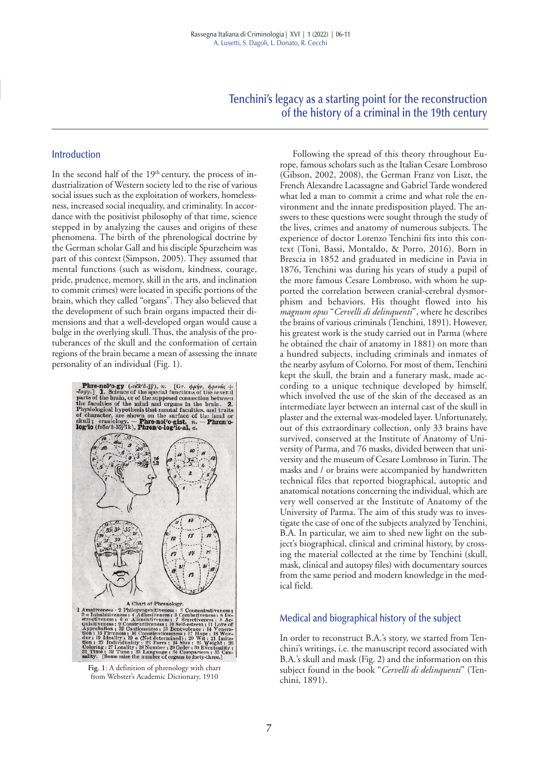# Tenchini's legacy as a starting point for the reconstruction of the history of a criminal in the 19th century

## Introduction

In the second half of the 19th century, the process of industrialization of Western society led to the rise of various social issues such as the exploitation of workers, homelessness, increased social inequality, and criminality. In accordance with the positivist philosophy of that time, science stepped in by analyzing the causes and origins of these phenomena. The birth of the phrenological doctrine by the German scholar Gall and his disciple Spurzeheim was part of this context (Simpson, 2005). They assumed that mental functions (such as wisdom, kindness, courage, pride, prudence, memory, skill in the arts, and inclination to commit crimes) were located in specific portions of the brain, which they called "organs". They also believed that the development of such brain organs impacted their dimensions and that a well-developed organ would cause a bulge in the overlying skull. Thus, the analysis of the protuberances of the skull and the conformation of certain regions of the brain became a mean of assessing the innate personality of an individual (Fig. 1).

**Fig. 1**: A definition of phrenology with chart from Webster's Academic Dictionary, 1910

Following the spread of this theory throughout Europe, famous scholars such as the Italian Cesare Lombroso (Gibson, 2002, 2008), the German Franz von Liszt, the French Alexandre Lacassagne and Gabriel Tarde wondered what led a man to commit a crime and what role the environment and the innate predisposition played. The answers to these questions were sought through the study of the lives, crimes and anatomy of numerous subjects. The experience of doctor Lorenzo Tenchini fits into this context (Toni, Bassi, Montaldo, & Porro, 2016). Born in Brescia in 1852 and graduated in medicine in Pavia in 1876, Tenchini was during his years of study a pupil of the more famous Cesare Lombroso, with whom he supported the correlation between cranial-cerebral dysmorphism and behaviors. His thought flowed into his *magnum opus* "*Cervelli di delinquenti*", where he describes the brains of various criminals (Tenchini, 1891). However, his greatest work is the study carried out in Parma (where he obtained the chair of anatomy in 1881) on more than a hundred subjects, including criminals and inmates of the nearby asylum of Colorno. For most of them, Tenchini kept the skull, the brain and a funerary mask, made according to a unique technique developed by himself, which involved the use of the skin of the deceased as an intermediate layer between an internal cast of the skull in plaster and the external wax-modeled layer. Unfortunately, out of this extraordinary collection, only 33 brains have survived, conserved at the Institute of Anatomy of University of Parma, and 76 masks, divided between that university and the museum of Cesare Lombroso in Turin. The masks and / or brains were accompanied by handwritten technical files that reported biographical, autoptic and anatomical notations concerning the individual, which are very well conserved at the Institute of Anatomy of the University of Parma. The aim of this study was to investigate the case of one of the subjects analyzed by Tenchini, B.A. In particular, we aim to shed new light on the subject's biographical, clinical and criminal history, by crossing the material collected at the time by Tenchini (skull, mask, clinical and autopsy files) with documentary sources from the same period and modern knowledge in the medical field.

## Medical and biographical history of the subject

In order to reconstruct B.A.'s story, we started from Tenchini's writings, i.e. the manuscript record associated with B.A.'s skull and mask (Fig. 2) and the information on this subject found in the book "*Cervelli di delinquenti*" (Tenchini, 1891).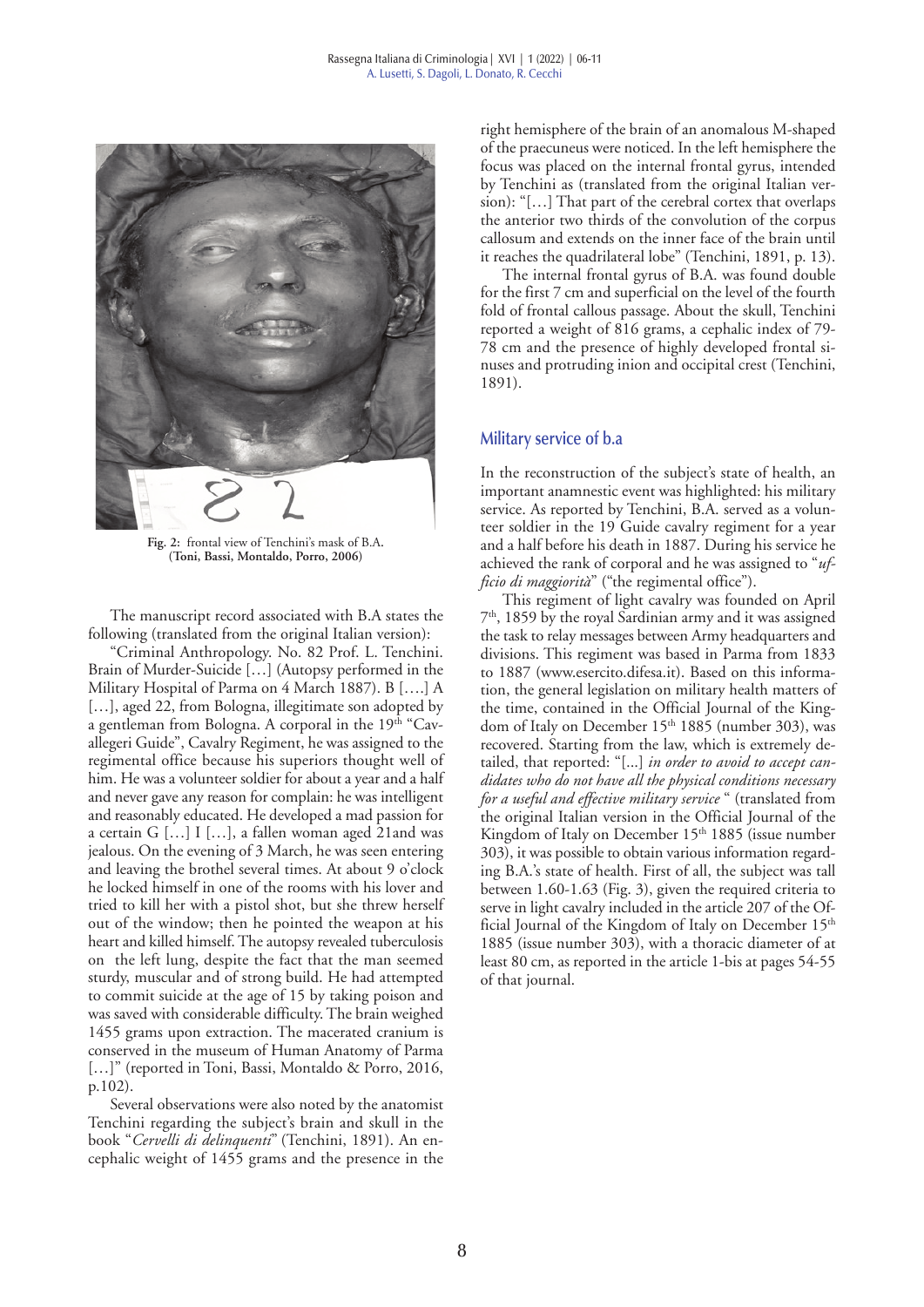Fig. 2: frontal view of Tenchini's mask of B.A. (Toni, Bassi, Montaldo, Porro, 2006)

The manuscript record associated with B.A states the following (translated from the original Italian version):

"Criminal Anthropology. No. 82 Prof. L. Tenchini. Brain of Murder-Suicide […] (Autopsy performed in the Military Hospital of Parma on 4 March 1887). B [….] A […], aged 22, from Bologna, illegitimate son adopted by a gentleman from Bologna. A corporal in the 19th "Cavallegeri Guide", Cavalry Regiment, he was assigned to the regimental office because his superiors thought well of him. He was a volunteer soldier for about a year and a half and never gave any reason for complain: he was intelligent and reasonably educated. He developed a mad passion for a certain G […] I […], a fallen woman aged 21and was jealous. On the evening of 3 March, he was seen entering and leaving the brothel several times. At about 9 o'clock he locked himself in one of the rooms with his lover and tried to kill her with a pistol shot, but she threw herself out of the window; then he pointed the weapon at his heart and killed himself. The autopsy revealed tuberculosis on the left lung, despite the fact that the man seemed sturdy, muscular and of strong build. He had attempted to commit suicide at the age of 15 by taking poison and was saved with considerable difficulty. The brain weighed 1455 grams upon extraction. The macerated cranium is conserved in the museum of Human Anatomy of Parma […]" (reported in Toni, Bassi, Montaldo & Porro, 2016, p.102).

Several observations were also noted by the anatomist Tenchini regarding the subject's brain and skull in the book "*Cervelli di delinquenti*" (Tenchini, 1891). An encephalic weight of 1455 grams and the presence in the right hemisphere of the brain of an anomalous M-shaped of the praecuneus were noticed. In the left hemisphere the focus was placed on the internal frontal gyrus, intended by Tenchini as (translated from the original Italian version): "[…] That part of the cerebral cortex that overlaps the anterior two thirds of the convolution of the corpus callosum and extends on the inner face of the brain until it reaches the quadrilateral lobe" (Tenchini, 1891, p. 13).

The internal frontal gyrus of B.A. was found double for the first 7 cm and superficial on the level of the fourth fold of frontal callous passage. About the skull, Tenchini reported a weight of 816 grams, a cephalic index of 79-78 cm and the presence of highly developed frontal sinuses and protruding inion and occipital crest (Tenchini, 1891).

## Military service of b.a

In the reconstruction of the subject's state of health, an important anamnestic event was highlighted: his military service. As reported by Tenchini, B.A. served as a volunteer soldier in the 19 Guide cavalry regiment for a year and a half before his death in 1887. During his service he achieved the rank of corporal and he was assigned to "*ufficio di maggiorità*" ("the regimental office").

This regiment of light cavalry was founded on April 7th, 1859 by the royal Sardinian army and it was assigned the task to relay messages between Army headquarters and divisions. This regiment was based in Parma from 1833 to 1887 (www.esercito.difesa.it). Based on this information, the general legislation on military health matters of the time, contained in the Official Journal of the Kingdom of Italy on December 15th 1885 (number 303), was recovered. Starting from the law, which is extremely detailed, that reported: "[...] *in order to avoid to accept candidates who do not have all the physical conditions necessary for a useful and effective military service* " (translated from the original Italian version in the Official Journal of the Kingdom of Italy on December 15th 1885 (issue number 303), it was possible to obtain various information regarding B.A.'s state of health. First of all, the subject was tall between 1.60-1.63 (Fig. 3), given the required criteria to serve in light cavalry included in the article 207 of the Official Journal of the Kingdom of Italy on December 15th 1885 (issue number 303), with a thoracic diameter of at least 80 cm, as reported in the article 1-bis at pages 54-55 of that journal.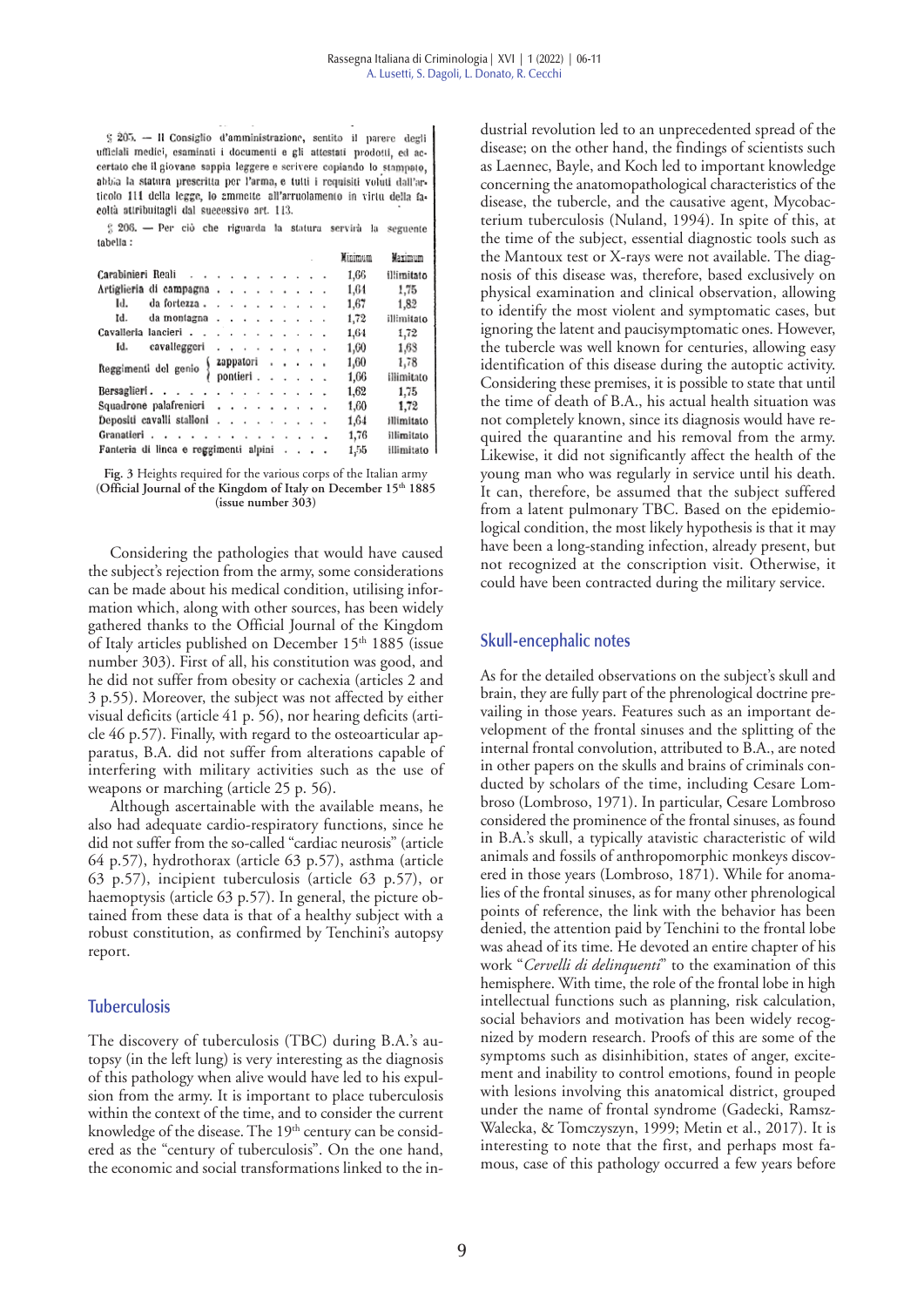§ 205. — Il Consiglio d'amministrazione, sentito il parere degli ufficiali medici, esaminati i documenti e gli attestati prodotti, ed accertato che il giovane sappia leggere e scrivere copiando lo stampato, abbia la statura prescritta per l'arma, e tutti i requisiti voluti dall'articolo 111 della legge, lo ammette all'arruolamento in virtù della facoltà attribuitagli dal successivo art. 113.

§ 206. — Per ciò che riguarda la statura servirà la seguente tabella:

| | | Minimum | Maximum |
|---|---|---|---|
| Carabinieri Reali | | 1,66 | illimitato |
| Artiglieria di campagna | | 1,64 | 1,75 |
| Id. da fortezza | | 1,67 | 1,82 |
| Id. da montagna | | 1,72 | illimitato |
| Cavalleria lancieri | | 1,64 | 1,72 |
| Id. cavalleggeri | | 1,60 | 1,68 |
| Reggimenti del genio | zappatori | 1,60 | 1,78 |
| | pontieri | 1,66 | illimitato |
| Bersaglieri | | 1,62 | 1,75 |
| Squadrone palafrenieri | | 1,60 | 1,72 |
| Depositi cavalli stalloni | | 1,64 | illimitato |
| Granatieri | | 1,76 | illimitato |
| Fanteria di linea e reggimenti alpini | | 1,55 | illimitato |

**Fig. 3** Heights required for the various corps of the Italian army (**Official Journal of the Kingdom of Italy on December 15th 1885 (issue number 303)**)

Considering the pathologies that would have caused the subject's rejection from the army, some considerations can be made about his medical condition, utilising information which, along with other sources, has been widely gathered thanks to the Official Journal of the Kingdom of Italy articles published on December 15th 1885 (issue number 303). First of all, his constitution was good, and he did not suffer from obesity or cachexia (articles 2 and 3 p.55). Moreover, the subject was not affected by either visual deficits (article 41 p. 56), nor hearing deficits (article 46 p.57). Finally, with regard to the osteoarticular apparatus, B.A. did not suffer from alterations capable of interfering with military activities such as the use of weapons or marching (article 25 p. 56).

Although ascertainable with the available means, he also had adequate cardio-respiratory functions, since he did not suffer from the so-called "cardiac neurosis" (article 64 p.57), hydrothorax (article 63 p.57), asthma (article 63 p.57), incipient tuberculosis (article 63 p.57), or haemoptysis (article 63 p.57). In general, the picture obtained from these data is that of a healthy subject with a robust constitution, as confirmed by Tenchini's autopsy report.

## Tuberculosis

The discovery of tuberculosis (TBC) during B.A.'s autopsy (in the left lung) is very interesting as the diagnosis of this pathology when alive would have led to his expulsion from the army. It is important to place tuberculosis within the context of the time, and to consider the current knowledge of the disease. The 19th century can be considered as the "century of tuberculosis". On the one hand, the economic and social transformations linked to the industrial revolution led to an unprecedented spread of the disease; on the other hand, the findings of scientists such as Laennec, Bayle, and Koch led to important knowledge concerning the anatomopathological characteristics of the disease, the tubercle, and the causative agent, Mycobacterium tuberculosis (Nuland, 1994). In spite of this, at the time of the subject, essential diagnostic tools such as the Mantoux test or X-rays were not available. The diagnosis of this disease was, therefore, based exclusively on physical examination and clinical observation, allowing to identify the most violent and symptomatic cases, but ignoring the latent and paucisymptomatic ones. However, the tubercle was well known for centuries, allowing easy identification of this disease during the autoptic activity. Considering these premises, it is possible to state that until the time of death of B.A., his actual health situation was not completely known, since its diagnosis would have required the quarantine and his removal from the army. Likewise, it did not significantly affect the health of the young man who was regularly in service until his death. It can, therefore, be assumed that the subject suffered from a latent pulmonary TBC. Based on the epidemiological condition, the most likely hypothesis is that it may have been a long-standing infection, already present, but not recognized at the conscription visit. Otherwise, it could have been contracted during the military service.

## Skull-encephalic notes

As for the detailed observations on the subject's skull and brain, they are fully part of the phrenological doctrine prevailing in those years. Features such as an important development of the frontal sinuses and the splitting of the internal frontal convolution, attributed to B.A., are noted in other papers on the skulls and brains of criminals conducted by scholars of the time, including Cesare Lombroso (Lombroso, 1971). In particular, Cesare Lombroso considered the prominence of the frontal sinuses, as found in B.A.'s skull, a typically atavistic characteristic of wild animals and fossils of anthropomorphic monkeys discovered in those years (Lombroso, 1871). While for anomalies of the frontal sinuses, as for many other phrenological points of reference, the link with the behavior has been denied, the attention paid by Tenchini to the frontal lobe was ahead of its time. He devoted an entire chapter of his work "*Cervelli di delinquenti*" to the examination of this hemisphere. With time, the role of the frontal lobe in high intellectual functions such as planning, risk calculation, social behaviors and motivation has been widely recognized by modern research. Proofs of this are some of the symptoms such as disinhibition, states of anger, excitement and inability to control emotions, found in people with lesions involving this anatomical district, grouped under the name of frontal syndrome (Gadecki, Ramsz-Walecka, & Tomczyszyn, 1999; Metin et al., 2017). It is interesting to note that the first, and perhaps most famous, case of this pathology occurred a few years before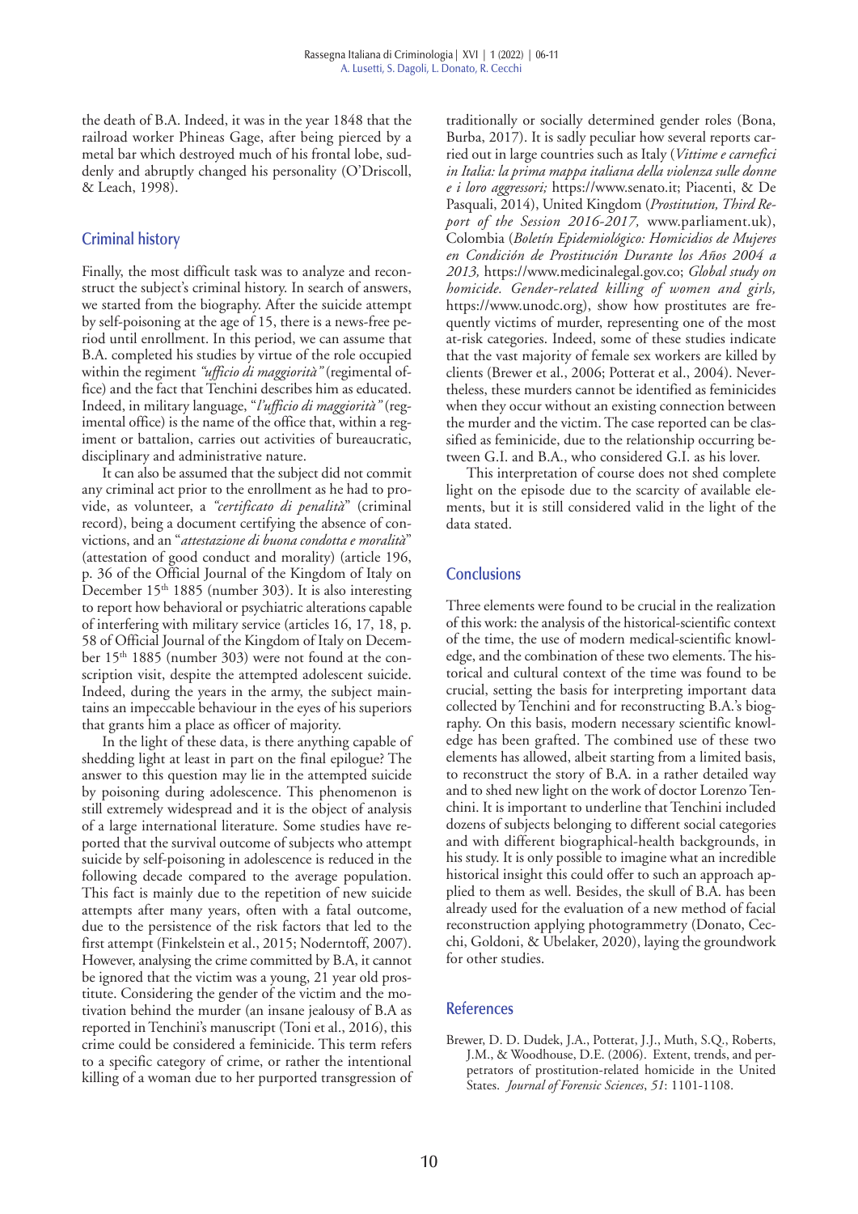the death of B.A. Indeed, it was in the year 1848 that the railroad worker Phineas Gage, after being pierced by a metal bar which destroyed much of his frontal lobe, suddenly and abruptly changed his personality (O'Driscoll, & Leach, 1998).

## Criminal history

Finally, the most difficult task was to analyze and reconstruct the subject's criminal history. In search of answers, we started from the biography. After the suicide attempt by self-poisoning at the age of 15, there is a news-free period until enrollment. In this period, we can assume that B.A. completed his studies by virtue of the role occupied within the regiment *"ufficio di maggiorità"* (regimental office) and the fact that Tenchini describes him as educated. Indeed, in military language, "*l'ufficio di maggiorità"* (regimental office) is the name of the office that, within a regiment or battalion, carries out activities of bureaucratic, disciplinary and administrative nature.

It can also be assumed that the subject did not commit any criminal act prior to the enrollment as he had to provide, as volunteer, a *"certificato di penalità*" (criminal record), being a document certifying the absence of convictions, and an "*attestazione di buona condotta e moralità*" (attestation of good conduct and morality) (article 196, p. 36 of the Official Journal of the Kingdom of Italy on December 15th 1885 (number 303). It is also interesting to report how behavioral or psychiatric alterations capable of interfering with military service (articles 16, 17, 18, p. 58 of Official Journal of the Kingdom of Italy on December 15th 1885 (number 303) were not found at the conscription visit, despite the attempted adolescent suicide. Indeed, during the years in the army, the subject maintains an impeccable behaviour in the eyes of his superiors that grants him a place as officer of majority.

In the light of these data, is there anything capable of shedding light at least in part on the final epilogue? The answer to this question may lie in the attempted suicide by poisoning during adolescence. This phenomenon is still extremely widespread and it is the object of analysis of a large international literature. Some studies have reported that the survival outcome of subjects who attempt suicide by self-poisoning in adolescence is reduced in the following decade compared to the average population. This fact is mainly due to the repetition of new suicide attempts after many years, often with a fatal outcome, due to the persistence of the risk factors that led to the first attempt (Finkelstein et al., 2015; Nodernto­ff, 2007). However, analysing the crime committed by B.A, it cannot be ignored that the victim was a young, 21 year old prostitute. Considering the gender of the victim and the motivation behind the murder (an insane jealousy of B.A as reported in Tenchini's manuscript (Toni et al., 2016), this crime could be considered a feminicide. This term refers to a specific category of crime, or rather the intentional killing of a woman due to her purported transgression of traditionally or socially determined gender roles (Bona, Burba, 2017). It is sadly peculiar how several reports carried out in large countries such as Italy (*Vittime e carnefici in Italia: la prima mappa italiana della violenza sulle donne e i loro aggressori;* https://www.senato.it; Piacenti, & De Pasquali, 2014), United Kingdom (*Prostitution, Third Report of the Session 2016-2017,* www.parliament.uk), Colombia (*Boletín Epidemiológico: Homicidios de Mujeres en Condición de Prostitución Durante los Años 2004 a 2013,* https://www.medicinalegal.gov.co; *Global study on homicide. Gender-related killing of women and girls,* https://www.unodc.org), show how prostitutes are frequently victims of murder, representing one of the most at-risk categories. Indeed, some of these studies indicate that the vast majority of female sex workers are killed by clients (Brewer et al., 2006; Potterat et al., 2004). Nevertheless, these murders cannot be identified as feminicides when they occur without an existing connection between the murder and the victim. The case reported can be classified as feminicide, due to the relationship occurring between G.I. and B.A., who considered G.I. as his lover.

This interpretation of course does not shed complete light on the episode due to the scarcity of available elements, but it is still considered valid in the light of the data stated.

## Conclusions

Three elements were found to be crucial in the realization of this work: the analysis of the historical-scientific context of the time, the use of modern medical-scientific knowledge, and the combination of these two elements. The historical and cultural context of the time was found to be crucial, setting the basis for interpreting important data collected by Tenchini and for reconstructing B.A.'s biography. On this basis, modern necessary scientific knowledge has been grafted. The combined use of these two elements has allowed, albeit starting from a limited basis, to reconstruct the story of B.A. in a rather detailed way and to shed new light on the work of doctor Lorenzo Tenchini. It is important to underline that Tenchini included dozens of subjects belonging to different social categories and with different biographical-health backgrounds, in his study. It is only possible to imagine what an incredible historical insight this could offer to such an approach applied to them as well. Besides, the skull of B.A. has been already used for the evaluation of a new method of facial reconstruction applying photogrammetry (Donato, Cecchi, Goldoni, & Ubelaker, 2020), laying the groundwork for other studies.

## References

Brewer, D. D. Dudek, J.A., Potterat, J.J., Muth, S.Q., Roberts, J.M., & Woodhouse, D.E. (2006). Extent, trends, and perpetrators of prostitution-related homicide in the United States. *Journal of Forensic Sciences*, *51*: 1101-1108.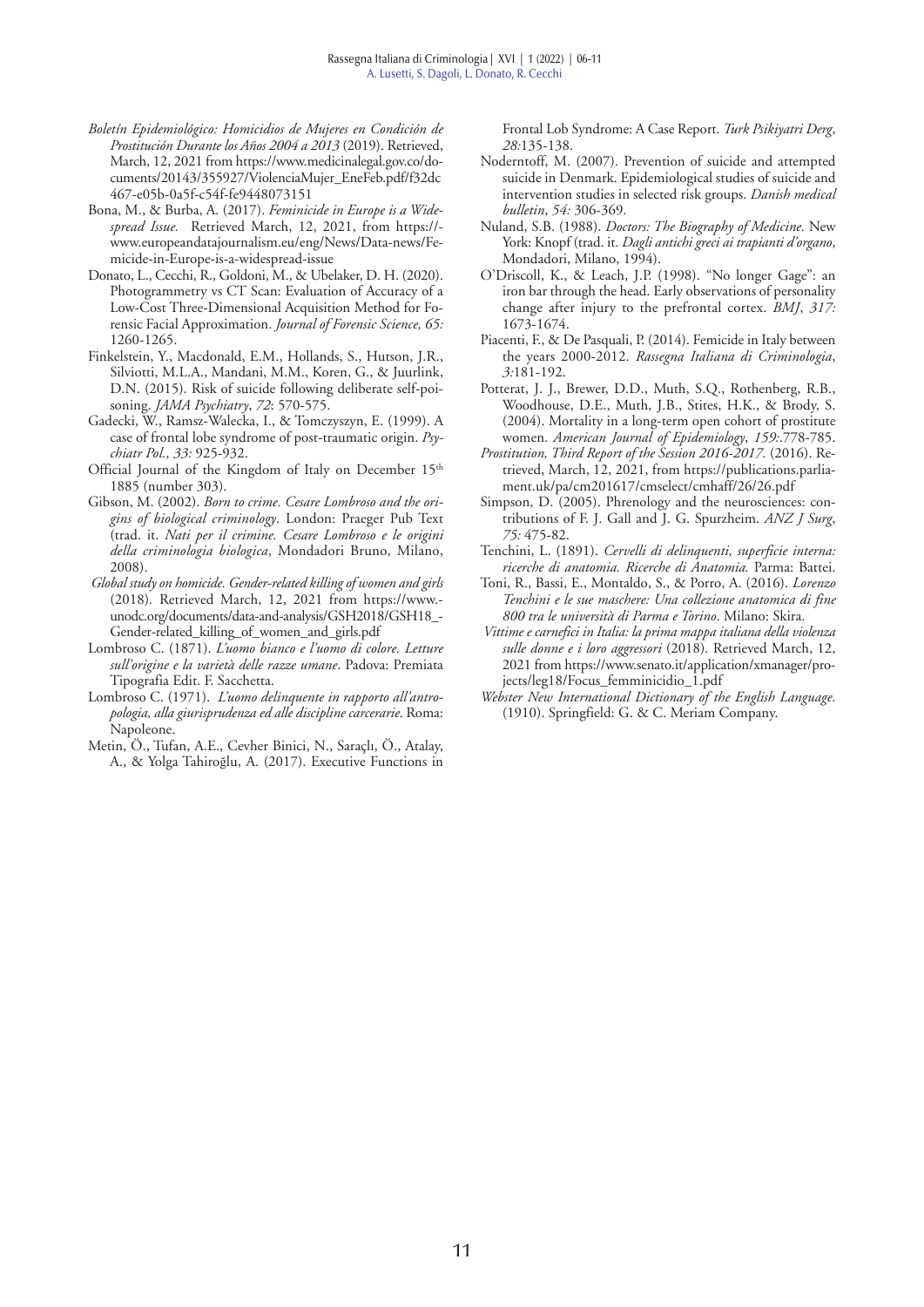*Boletín Epidemiológico: Homicidios de Mujeres en Condición de Prostitución Durante los Años 2004 a 2013* (2019). Retrieved, March, 12, 2021 from https://www.medicinalegal.gov.co/documents/20143/355927/ViolenciaMujer_EneFeb.pdf/f32dc467-e05b-0a5f-c54f-fe9448073151

Bona, M., & Burba, A. (2017). *Feminicide in Europe is a Widespread Issue.* Retrieved March, 12, 2021, from https://www.europeandatajournalism.eu/eng/News/Data-news/Femicide-in-Europe-is-a-widespread-issue

Donato, L., Cecchi, R., Goldoni, M., & Ubelaker, D. H. (2020). Photogrammetry vs CT Scan: Evaluation of Accuracy of a Low-Cost Three-Dimensional Acquisition Method for Forensic Facial Approximation. *Journal of Forensic Science, 65:* 1260-1265.

Finkelstein, Y., Macdonald, E.M., Hollands, S., Hutson, J.R., Silviotti, M.L.A., Mandani, M.M., Koren, G., & Juurlink, D.N. (2015). Risk of suicide following deliberate self-poisoning. *JAMA Psychiatry*, *72*: 570-575.

Gadecki, W., Ramsz-Walecka, I., & Tomczyszyn, E. (1999). A case of frontal lobe syndrome of post-traumatic origin. *Psychiatr Pol., 33:* 925-932.

Official Journal of the Kingdom of Italy on December 15th 1885 (number 303).

Gibson, M. (2002). *Born to crime. Cesare Lombroso and the origins of biological criminology*. London: Praeger Pub Text (trad. it. *Nati per il crimine. Cesare Lombroso e le origini della criminologia biologica*, Mondadori Bruno, Milano, 2008).

*Global study on homicide. Gender-related killing of women and girls* (2018). Retrieved March, 12, 2021 from https://www.unodc.org/documents/data-and-analysis/GSH2018/GSH18_Gender-related_killing_of_women_and_girls.pdf

Lombroso C. (1871). *L'uomo bianco e l'uomo di colore. Letture sull'origine e la varietà delle razze umane*. Padova: Premiata Tipografia Edit. F. Sacchetta.

Lombroso C. (1971). *L'uomo delinquente in rapporto all'antropologia, alla giurisprudenza ed alle discipline carcerarie*. Roma: Napoleone.

Metin, Ö., Tufan, A.E., Cevher Binici, N., Saraçlı, Ö., Atalay, A., & Yolga Tahiroğlu, A. (2017). Executive Functions in Frontal Lob Syndrome: A Case Report. *Turk Psikiyatri Derg*, *28:*135-138.

Noderntoff, M. (2007). Prevention of suicide and attempted suicide in Denmark. Epidemiological studies of suicide and intervention studies in selected risk groups. *Danish medical bulletin*, *54:* 306-369.

Nuland, S.B. (1988). *Doctors: The Biography of Medicine.* New York: Knopf (trad. it. *Dagli antichi greci ai trapianti d'organo*, Mondadori, Milano, 1994).

O'Driscoll, K., & Leach, J.P. (1998). "No longer Gage": an iron bar through the head. Early observations of personality change after injury to the prefrontal cortex. *BMJ*, *317:* 1673-1674.

Piacenti, F., & De Pasquali, P. (2014). Femicide in Italy between the years 2000-2012. *Rassegna Italiana di Criminologia*, *3:*181-192.

Potterat, J. J., Brewer, D.D., Muth, S.Q., Rothenberg, R.B., Woodhouse, D.E., Muth, J.B., Stites, H.K., & Brody, S. (2004). Mortality in a long-term open cohort of prostitute women. *American Journal of Epidemiology*, *159:*.778-785.

*Prostitution, Third Report of the Session 2016-2017.* (2016). Retrieved, March, 12, 2021, from https://publications.parliament.uk/pa/cm201617/cmselect/cmhaff/26/26.pdf

Simpson, D. (2005). Phrenology and the neurosciences: contributions of F. J. Gall and J. G. Spurzheim. *ANZ J Surg*, *75:* 475-82.

Tenchini, L. (1891). *Cervelli di delinquenti, superficie interna: ricerche di anatomia. Ricerche di Anatomia.* Parma: Battei.

Toni, R., Bassi, E., Montaldo, S., & Porro, A. (2016). *Lorenzo Tenchini e le sue maschere: Una collezione anatomica di fine 800 tra le università di Parma e Torino*. Milano: Skira.

*Vittime e carnefici in Italia: la prima mappa italiana della violenza sulle donne e i loro aggressori* (2018). Retrieved March, 12, 2021 from https://www.senato.it/application/xmanager/projects/leg18/Focus_femminicidio_1.pdf

*Webster New International Dictionary of the English Language*. (1910). Springfield: G. & C. Meriam Company.